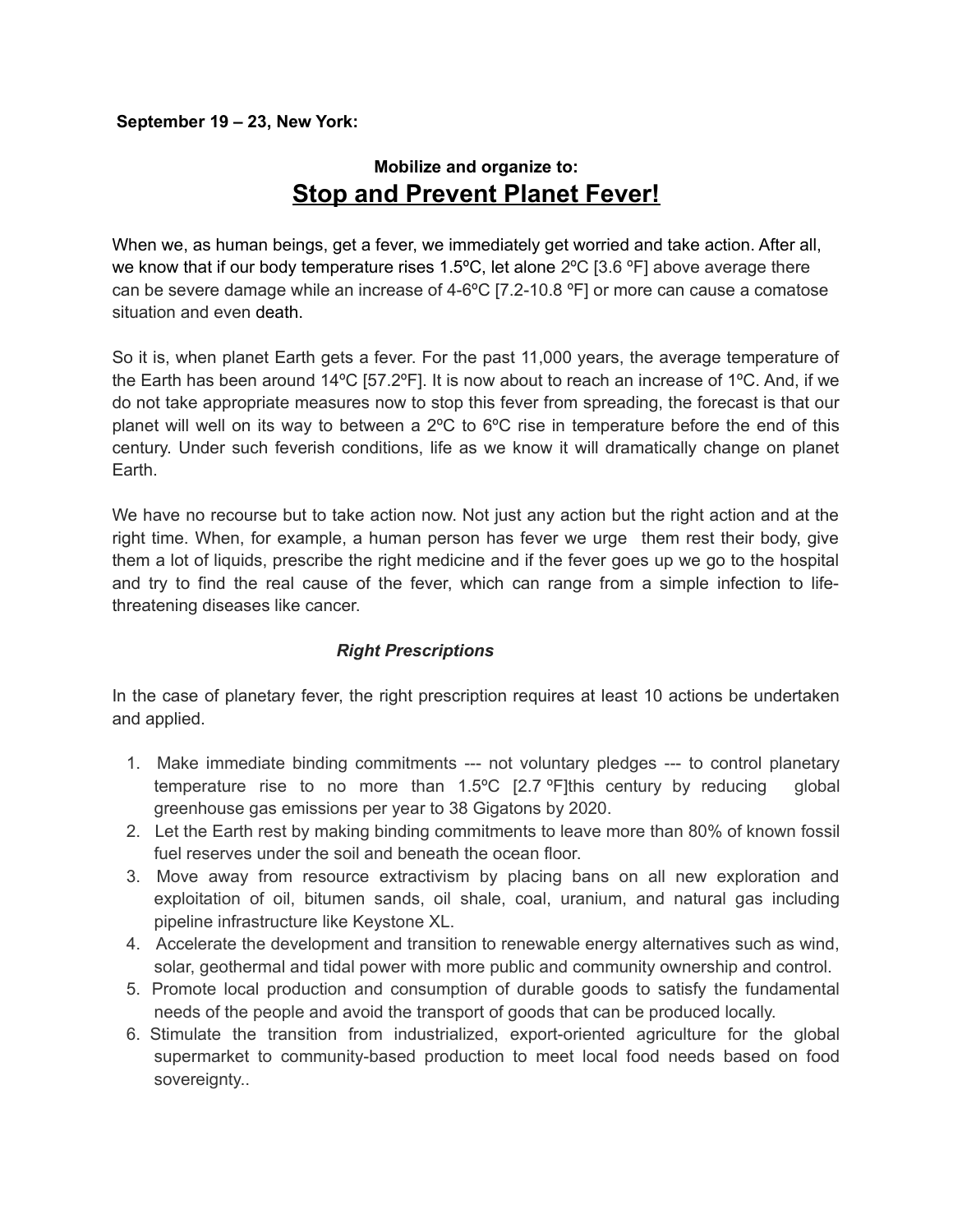**September 19 – 23, New York:**

**Mobilize and organize to:**

# Stop and Prevent Planet Fever!

When we, as human beings, get a fever, we immediately get worried and take action. After all, we know that if our body temperature rises 1.5ºC, let alone 2ºC [3.6 ºF] above average there can be severe damage while an increase of 4-6ºC [7.2-10.8 ºF] or more can cause a comatose situation and even death.

So it is, when planet Earth gets a fever. For the past 11,000 years, the average temperature of the Earth has been around 14ºC [57.2ºF]. It is now about to reach an increase of 1ºC. And, if we do not take appropriate measures now to stop this fever from spreading, the forecast is that our planet will well on its way to between a 2ºC to 6ºC rise in temperature before the end of this century. Under such feverish conditions, life as we know it will dramatically change on planet Earth.

We have no recourse but to take action now. Not just any action but the right action and at the right time. When, for example, a human person has fever we urge them rest their body, give them a lot of liquids, prescribe the right medicine and if the fever goes up we go to the hospital and try to find the real cause of the fever, which can range from a simple infection to life-threatening diseases like cancer.

### *Right Prescriptions*

In the case of planetary fever, the right prescription requires at least 10 actions be undertaken and applied.

1. Make immediate binding commitments --- not voluntary pledges --- to control planetary temperature rise to no more than 1.5ºC [2.7 ºF]this century by reducing global greenhouse gas emissions per year to 38 Gigatons by 2020.
2. Let the Earth rest by making binding commitments to leave more than 80% of known fossil fuel reserves under the soil and beneath the ocean floor.
3. Move away from resource extractivism by placing bans on all new exploration and exploitation of oil, bitumen sands, oil shale, coal, uranium, and natural gas including pipeline infrastructure like Keystone XL.
4. Accelerate the development and transition to renewable energy alternatives such as wind, solar, geothermal and tidal power with more public and community ownership and control.
5. Promote local production and consumption of durable goods to satisfy the fundamental needs of the people and avoid the transport of goods that can be produced locally.
6. Stimulate the transition from industrialized, export-oriented agriculture for the global supermarket to community-based production to meet local food needs based on food sovereignty..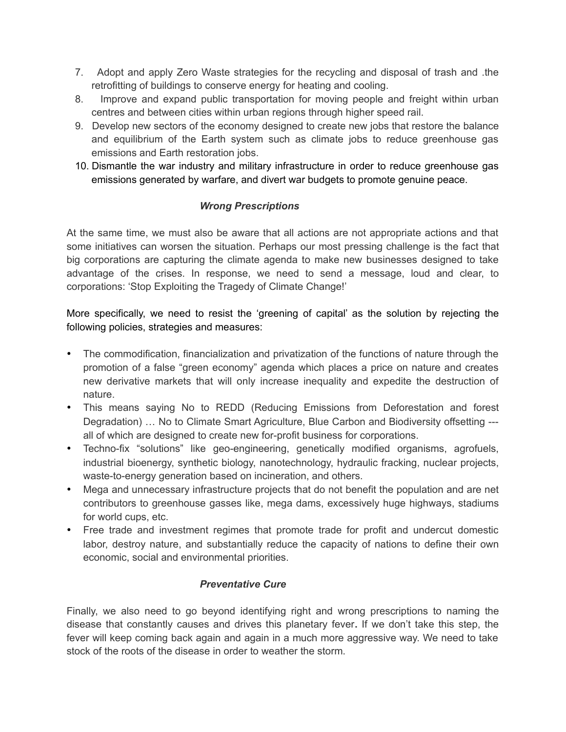7. Adopt and apply Zero Waste strategies for the recycling and disposal of trash and .the retrofitting of buildings to conserve energy for heating and cooling.
8. Improve and expand public transportation for moving people and freight within urban centres and between cities within urban regions through higher speed rail.
9. Develop new sectors of the economy designed to create new jobs that restore the balance and equilibrium of the Earth system such as climate jobs to reduce greenhouse gas emissions and Earth restoration jobs.
10. Dismantle the war industry and military infrastructure in order to reduce greenhouse gas emissions generated by warfare, and divert war budgets to promote genuine peace.

### *Wrong Prescriptions*

At the same time, we must also be aware that all actions are not appropriate actions and that some initiatives can worsen the situation. Perhaps our most pressing challenge is the fact that big corporations are capturing the climate agenda to make new businesses designed to take advantage of the crises. In response, we need to send a message, loud and clear, to corporations: 'Stop Exploiting the Tragedy of Climate Change!'

More specifically, we need to resist the 'greening of capital' as the solution by rejecting the following policies, strategies and measures:

- The commodification, financialization and privatization of the functions of nature through the promotion of a false "green economy" agenda which places a price on nature and creates new derivative markets that will only increase inequality and expedite the destruction of nature.
- This means saying No to REDD (Reducing Emissions from Deforestation and forest Degradation) … No to Climate Smart Agriculture, Blue Carbon and Biodiversity offsetting --- all of which are designed to create new for-profit business for corporations.
- Techno-fix "solutions" like geo-engineering, genetically modified organisms, agrofuels, industrial bioenergy, synthetic biology, nanotechnology, hydraulic fracking, nuclear projects, waste-to-energy generation based on incineration, and others.
- Mega and unnecessary infrastructure projects that do not benefit the population and are net contributors to greenhouse gasses like, mega dams, excessively huge highways, stadiums for world cups, etc.
- Free trade and investment regimes that promote trade for profit and undercut domestic labor, destroy nature, and substantially reduce the capacity of nations to define their own economic, social and environmental priorities.

### *Preventative Cure*

Finally, we also need to go beyond identifying right and wrong prescriptions to naming the disease that constantly causes and drives this planetary fever**.** If we don't take this step, the fever will keep coming back again and again in a much more aggressive way. We need to take stock of the roots of the disease in order to weather the storm.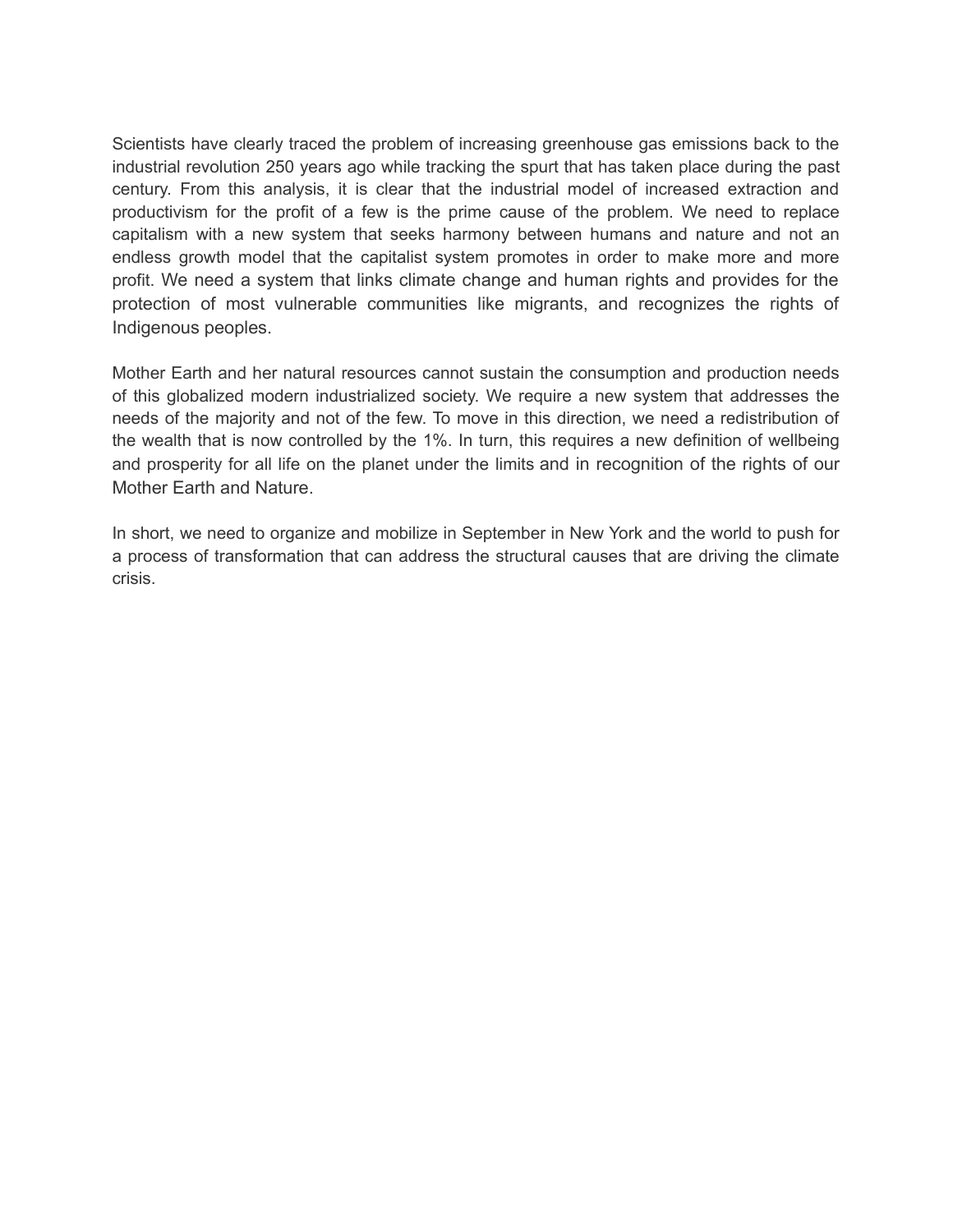Scientists have clearly traced the problem of increasing greenhouse gas emissions back to the industrial revolution 250 years ago while tracking the spurt that has taken place during the past century. From this analysis, it is clear that the industrial model of increased extraction and productivism for the profit of a few is the prime cause of the problem. We need to replace capitalism with a new system that seeks harmony between humans and nature and not an endless growth model that the capitalist system promotes in order to make more and more profit. We need a system that links climate change and human rights and provides for the protection of most vulnerable communities like migrants, and recognizes the rights of Indigenous peoples.

Mother Earth and her natural resources cannot sustain the consumption and production needs of this globalized modern industrialized society. We require a new system that addresses the needs of the majority and not of the few. To move in this direction, we need a redistribution of the wealth that is now controlled by the 1%. In turn, this requires a new definition of wellbeing and prosperity for all life on the planet under the limits and in recognition of the rights of our Mother Earth and Nature.

In short, we need to organize and mobilize in September in New York and the world to push for a process of transformation that can address the structural causes that are driving the climate crisis.